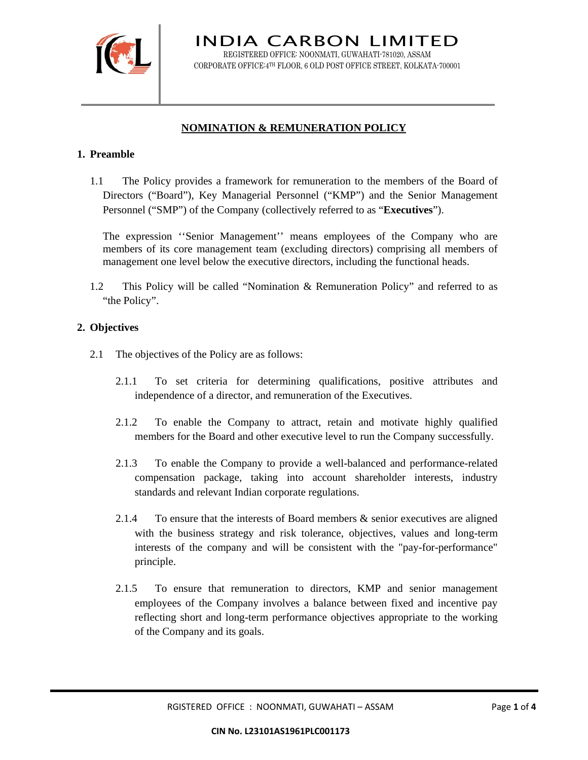# INDIA CARBON LIMITED

REGISTERED OFFICE: NOONMATI, GUWAHATI-781020, ASSAM
CORPORATE OFFICE:4TH FLOOR, 6 OLD POST OFFICE STREET, KOLKATA-700001

## NOMINATION & REMUNERATION POLICY

### 1. Preamble

1.1 The Policy provides a framework for remuneration to the members of the Board of Directors ("Board"), Key Managerial Personnel ("KMP") and the Senior Management Personnel ("SMP") of the Company (collectively referred to as "**Executives**").

The expression ''Senior Management'' means employees of the Company who are members of its core management team (excluding directors) comprising all members of management one level below the executive directors, including the functional heads.

1.2 This Policy will be called "Nomination & Remuneration Policy" and referred to as "the Policy".

### 2. Objectives

2.1 The objectives of the Policy are as follows:

2.1.1 To set criteria for determining qualifications, positive attributes and independence of a director, and remuneration of the Executives.

2.1.2 To enable the Company to attract, retain and motivate highly qualified members for the Board and other executive level to run the Company successfully.

2.1.3 To enable the Company to provide a well-balanced and performance-related compensation package, taking into account shareholder interests, industry standards and relevant Indian corporate regulations.

2.1.4 To ensure that the interests of Board members & senior executives are aligned with the business strategy and risk tolerance, objectives, values and long-term interests of the company and will be consistent with the "pay-for-performance" principle.

2.1.5 To ensure that remuneration to directors, KMP and senior management employees of the Company involves a balance between fixed and incentive pay reflecting short and long-term performance objectives appropriate to the working of the Company and its goals.

RGISTERED OFFICE : NOONMATI, GUWAHATI – ASSAM

**CIN No. L23101AS1961PLC001173**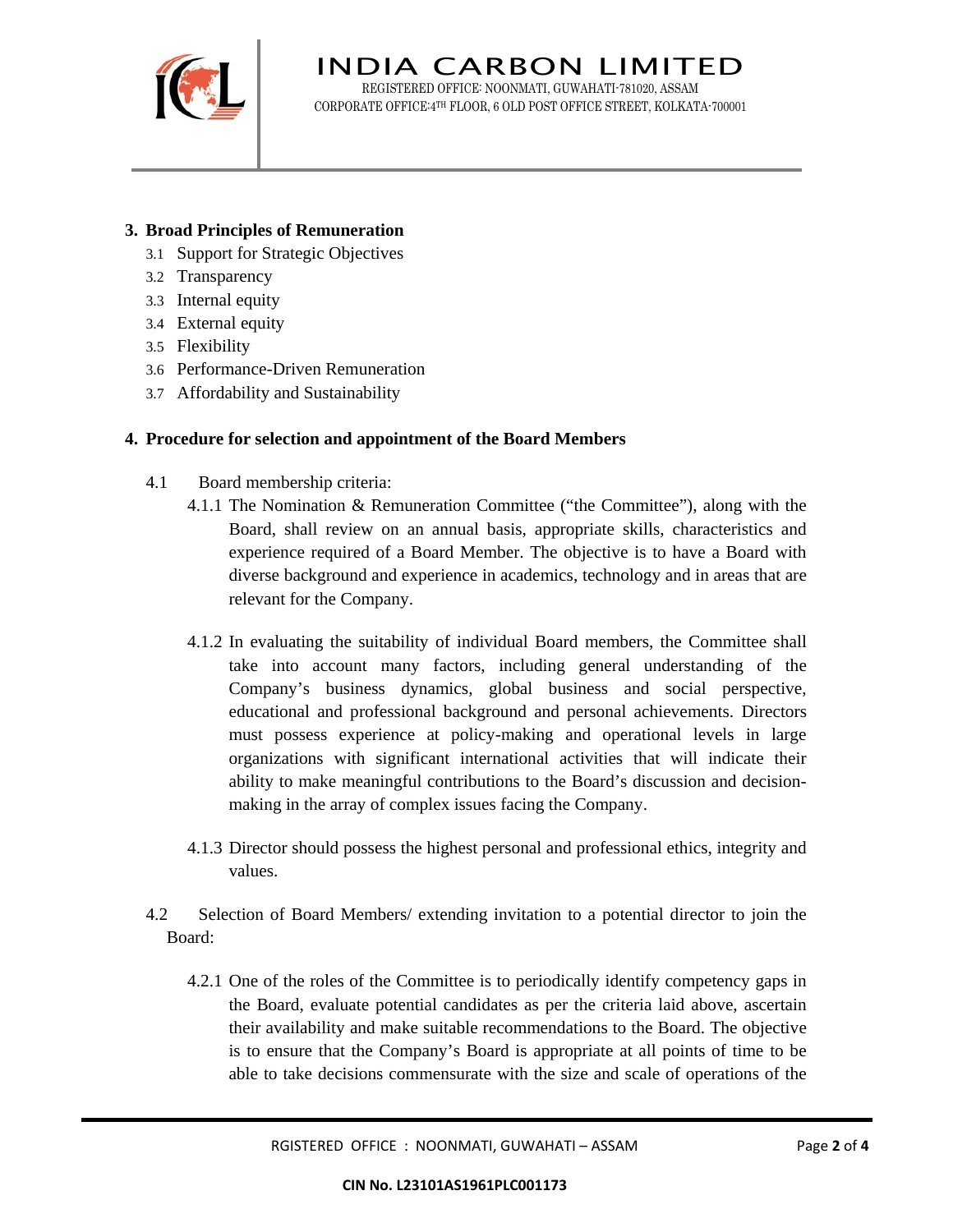## 3. Broad Principles of Remuneration

3.1 Support for Strategic Objectives

3.2 Transparency

3.3 Internal equity

3.4 External equity

3.5 Flexibility

3.6 Performance-Driven Remuneration

3.7 Affordability and Sustainability

## 4. Procedure for selection and appointment of the Board Members

4.1 Board membership criteria:

4.1.1 The Nomination & Remuneration Committee ("the Committee"), along with the Board, shall review on an annual basis, appropriate skills, characteristics and experience required of a Board Member. The objective is to have a Board with diverse background and experience in academics, technology and in areas that are relevant for the Company.

4.1.2 In evaluating the suitability of individual Board members, the Committee shall take into account many factors, including general understanding of the Company's business dynamics, global business and social perspective, educational and professional background and personal achievements. Directors must possess experience at policy-making and operational levels in large organizations with significant international activities that will indicate their ability to make meaningful contributions to the Board's discussion and decision-making in the array of complex issues facing the Company.

4.1.3 Director should possess the highest personal and professional ethics, integrity and values.

4.2 Selection of Board Members/ extending invitation to a potential director to join the Board:

4.2.1 One of the roles of the Committee is to periodically identify competency gaps in the Board, evaluate potential candidates as per the criteria laid above, ascertain their availability and make suitable recommendations to the Board. The objective is to ensure that the Company's Board is appropriate at all points of time to be able to take decisions commensurate with the size and scale of operations of the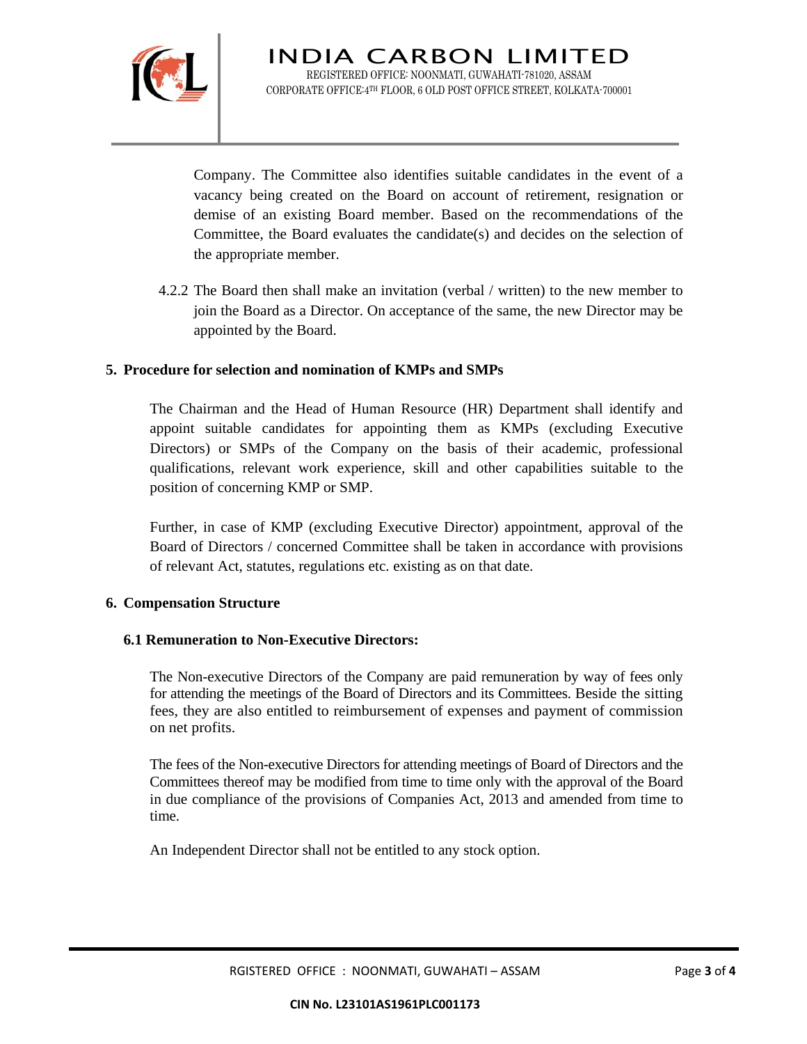Company. The Committee also identifies suitable candidates in the event of a vacancy being created on the Board on account of retirement, resignation or demise of an existing Board member. Based on the recommendations of the Committee, the Board evaluates the candidate(s) and decides on the selection of the appropriate member.

4.2.2 The Board then shall make an invitation (verbal / written) to the new member to join the Board as a Director. On acceptance of the same, the new Director may be appointed by the Board.

## 5. Procedure for selection and nomination of KMPs and SMPs

The Chairman and the Head of Human Resource (HR) Department shall identify and appoint suitable candidates for appointing them as KMPs (excluding Executive Directors) or SMPs of the Company on the basis of their academic, professional qualifications, relevant work experience, skill and other capabilities suitable to the position of concerning KMP or SMP.

Further, in case of KMP (excluding Executive Director) appointment, approval of the Board of Directors / concerned Committee shall be taken in accordance with provisions of relevant Act, statutes, regulations etc. existing as on that date.

## 6. Compensation Structure

### 6.1 Remuneration to Non-Executive Directors:

The Non-executive Directors of the Company are paid remuneration by way of fees only for attending the meetings of the Board of Directors and its Committees. Beside the sitting fees, they are also entitled to reimbursement of expenses and payment of commission on net profits.

The fees of the Non-executive Directors for attending meetings of Board of Directors and the Committees thereof may be modified from time to time only with the approval of the Board in due compliance of the provisions of Companies Act, 2013 and amended from time to time.

An Independent Director shall not be entitled to any stock option.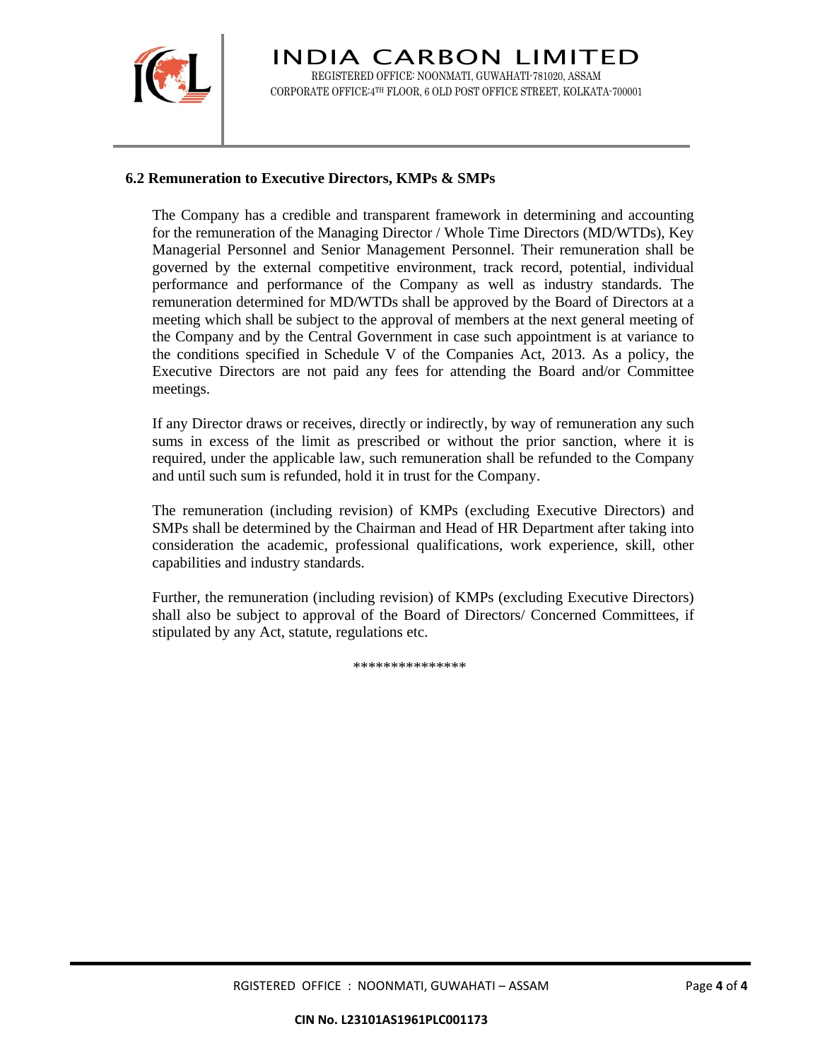### 6.2 Remuneration to Executive Directors, KMPs & SMPs

The Company has a credible and transparent framework in determining and accounting for the remuneration of the Managing Director / Whole Time Directors (MD/WTDs), Key Managerial Personnel and Senior Management Personnel. Their remuneration shall be governed by the external competitive environment, track record, potential, individual performance and performance of the Company as well as industry standards. The remuneration determined for MD/WTDs shall be approved by the Board of Directors at a meeting which shall be subject to the approval of members at the next general meeting of the Company and by the Central Government in case such appointment is at variance to the conditions specified in Schedule V of the Companies Act, 2013. As a policy, the Executive Directors are not paid any fees for attending the Board and/or Committee meetings.

If any Director draws or receives, directly or indirectly, by way of remuneration any such sums in excess of the limit as prescribed or without the prior sanction, where it is required, under the applicable law, such remuneration shall be refunded to the Company and until such sum is refunded, hold it in trust for the Company.

The remuneration (including revision) of KMPs (excluding Executive Directors) and SMPs shall be determined by the Chairman and Head of HR Department after taking into consideration the academic, professional qualifications, work experience, skill, other capabilities and industry standards.

Further, the remuneration (including revision) of KMPs (excluding Executive Directors) shall also be subject to approval of the Board of Directors/ Concerned Committees, if stipulated by any Act, statute, regulations etc.

***************